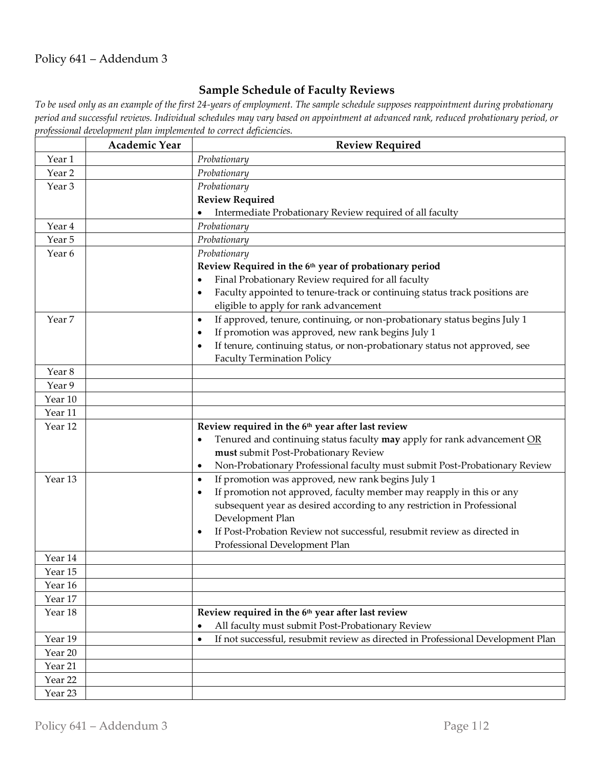Policy 641 – Addendum 3

## Sample Schedule of Faculty Reviews

*To be used only as an example of the first 24-years of employment. The sample schedule supposes reappointment during probationary period and successful reviews. Individual schedules may vary based on appointment at advanced rank, reduced probationary period, or professional development plan implemented to correct deficiencies.*

| | Academic Year | Review Required |
|---|---|---|
| Year 1 | | *Probationary* |
| Year 2 | | *Probationary* |
| Year 3 | | *Probationary*<br>**Review Required**<br>• Intermediate Probationary Review required of all faculty |
| Year 4 | | *Probationary* |
| Year 5 | | *Probationary* |
| Year 6 | | *Probationary*<br>**Review Required in the 6th year of probationary period**<br>• Final Probationary Review required for all faculty<br>• Faculty appointed to tenure-track or continuing status track positions are eligible to apply for rank advancement |
| Year 7 | | • If approved, tenure, continuing, or non-probationary status begins July 1<br>• If promotion was approved, new rank begins July 1<br>• If tenure, continuing status, or non-probationary status not approved, see Faculty Termination Policy |
| Year 8 | | |
| Year 9 | | |
| Year 10 | | |
| Year 11 | | |
| Year 12 | | **Review required in the 6th year after last review**<br>• Tenured and continuing status faculty **may** apply for rank advancement <u>OR</u> **must** submit Post-Probationary Review<br>• Non-Probationary Professional faculty must submit Post-Probationary Review |
| Year 13 | | • If promotion was approved, new rank begins July 1<br>• If promotion not approved, faculty member may reapply in this or any subsequent year as desired according to any restriction in Professional Development Plan<br>• If Post-Probation Review not successful, resubmit review as directed in Professional Development Plan |
| Year 14 | | |
| Year 15 | | |
| Year 16 | | |
| Year 17 | | |
| Year 18 | | **Review required in the 6th year after last review**<br>• All faculty must submit Post-Probationary Review |
| Year 19 | | • If not successful, resubmit review as directed in Professional Development Plan |
| Year 20 | | |
| Year 21 | | |
| Year 22 | | |
| Year 23 | | |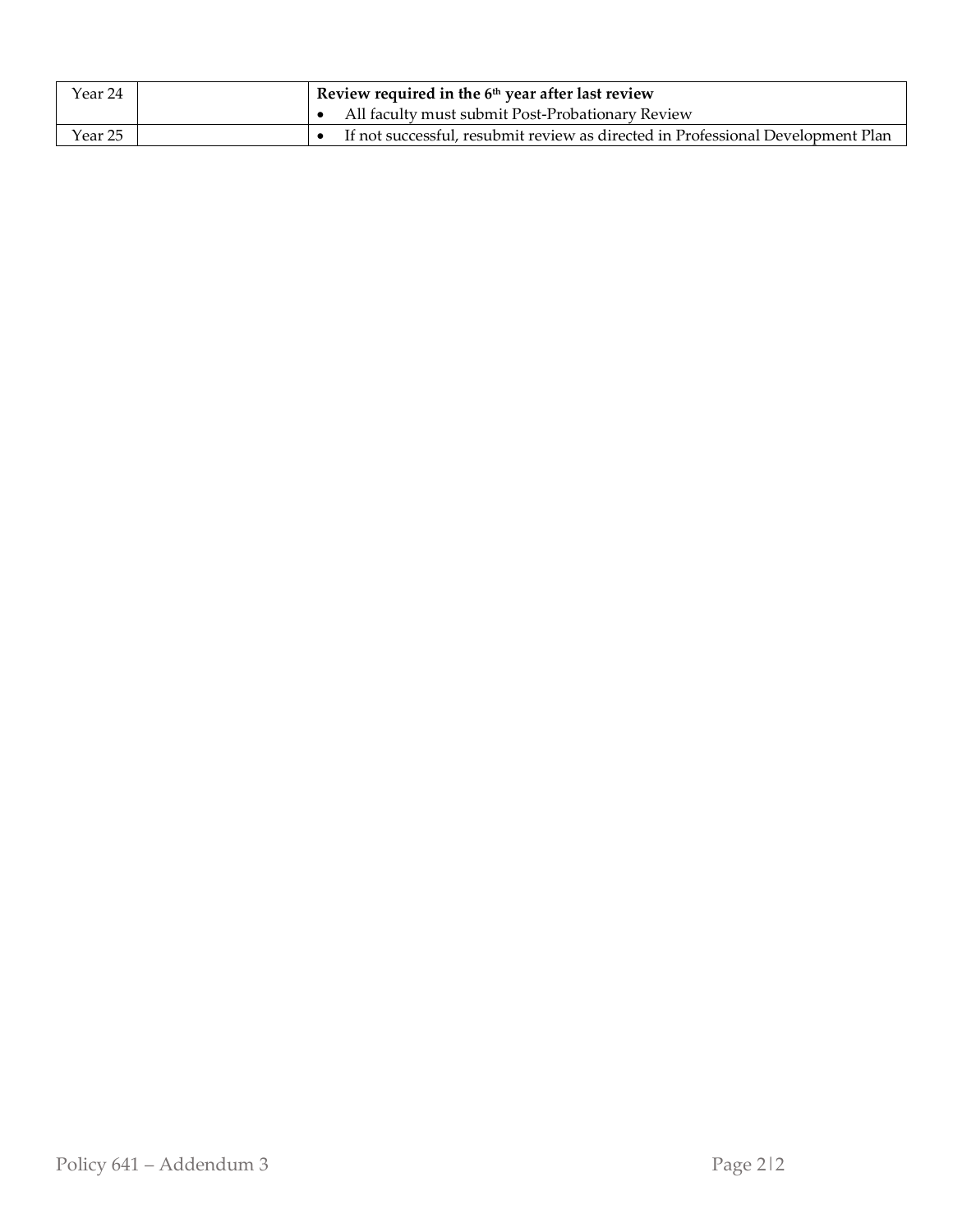| | | |
|---|---|---|
| Year 24 | | **Review required in the 6th year after last review**<br>• All faculty must submit Post-Probationary Review |
| Year 25 | | • If not successful, resubmit review as directed in Professional Development Plan |